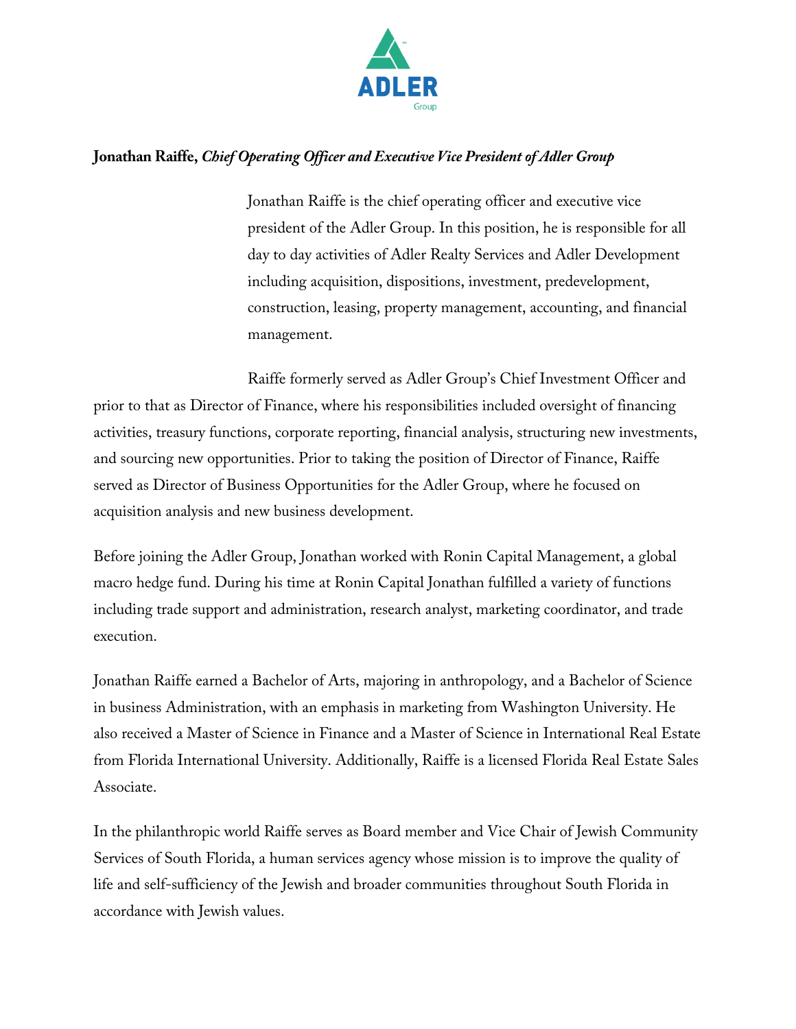ADLER

Group

**Jonathan Raiffe,** ***Chief Operating Officer and Executive Vice President of Adler Group***

Jonathan Raiffe is the chief operating officer and executive vice president of the Adler Group. In this position, he is responsible for all day to day activities of Adler Realty Services and Adler Development including acquisition, dispositions, investment, predevelopment, construction, leasing, property management, accounting, and financial management.

Raiffe formerly served as Adler Group's Chief Investment Officer and prior to that as Director of Finance, where his responsibilities included oversight of financing activities, treasury functions, corporate reporting, financial analysis, structuring new investments, and sourcing new opportunities. Prior to taking the position of Director of Finance, Raiffe served as Director of Business Opportunities for the Adler Group, where he focused on acquisition analysis and new business development.

Before joining the Adler Group, Jonathan worked with Ronin Capital Management, a global macro hedge fund. During his time at Ronin Capital Jonathan fulfilled a variety of functions including trade support and administration, research analyst, marketing coordinator, and trade execution.

Jonathan Raiffe earned a Bachelor of Arts, majoring in anthropology, and a Bachelor of Science in business Administration, with an emphasis in marketing from Washington University. He also received a Master of Science in Finance and a Master of Science in International Real Estate from Florida International University. Additionally, Raiffe is a licensed Florida Real Estate Sales Associate.

In the philanthropic world Raiffe serves as Board member and Vice Chair of Jewish Community Services of South Florida, a human services agency whose mission is to improve the quality of life and self-sufficiency of the Jewish and broader communities throughout South Florida in accordance with Jewish values.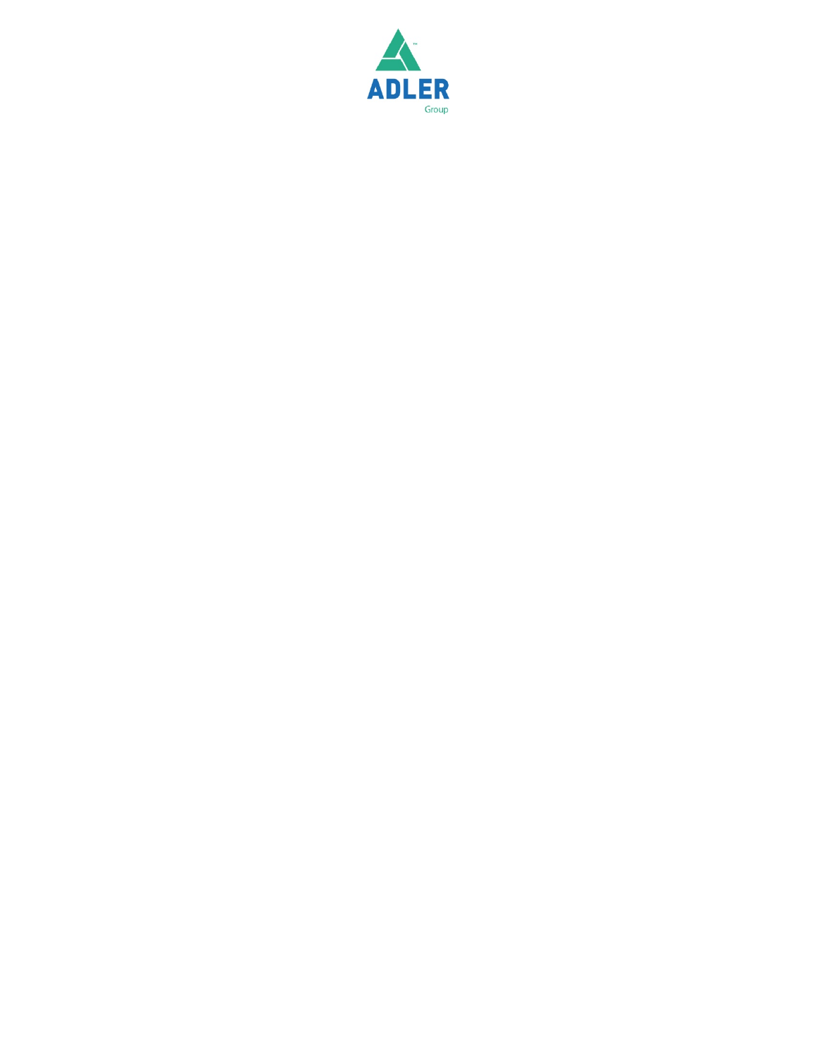ADLER

Group